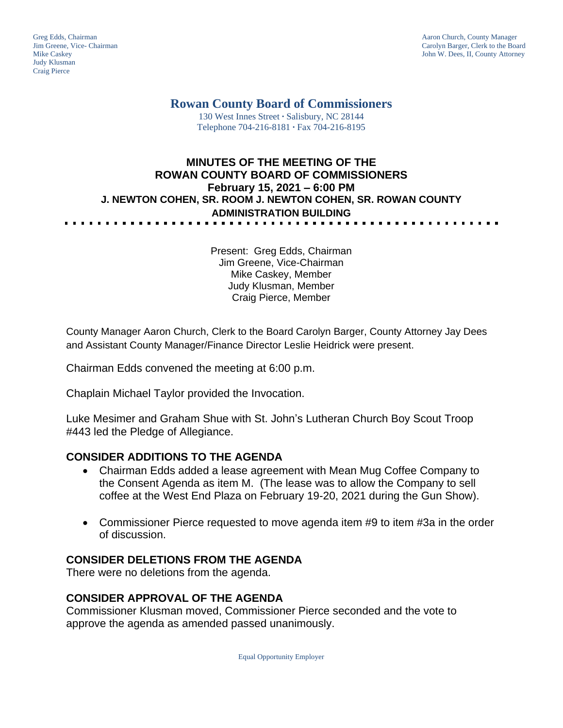Greg Edds, Chairman
Jim Greene, Vice- Chairman
Mike Caskey
Judy Klusman
Craig Pierce

Aaron Church, County Manager
Carolyn Barger, Clerk to the Board
John W. Dees, II, County Attorney

# Rowan County Board of Commissioners

130 West Innes Street · Salisbury, NC 28144
Telephone 704-216-8181 · Fax 704-216-8195

## MINUTES OF THE MEETING OF THE ROWAN COUNTY BOARD OF COMMISSIONERS
## February 15, 2021 – 6:00 PM
## J. NEWTON COHEN, SR. ROOM J. NEWTON COHEN, SR. ROWAN COUNTY ADMINISTRATION BUILDING

Present: Greg Edds, Chairman
Jim Greene, Vice-Chairman
Mike Caskey, Member
Judy Klusman, Member
Craig Pierce, Member

County Manager Aaron Church, Clerk to the Board Carolyn Barger, County Attorney Jay Dees and Assistant County Manager/Finance Director Leslie Heidrick were present.

Chairman Edds convened the meeting at 6:00 p.m.

Chaplain Michael Taylor provided the Invocation.

Luke Mesimer and Graham Shue with St. John's Lutheran Church Boy Scout Troop #443 led the Pledge of Allegiance.

### CONSIDER ADDITIONS TO THE AGENDA

- Chairman Edds added a lease agreement with Mean Mug Coffee Company to the Consent Agenda as item M. (The lease was to allow the Company to sell coffee at the West End Plaza on February 19-20, 2021 during the Gun Show).
- Commissioner Pierce requested to move agenda item #9 to item #3a in the order of discussion.

### CONSIDER DELETIONS FROM THE AGENDA

There were no deletions from the agenda.

### CONSIDER APPROVAL OF THE AGENDA

Commissioner Klusman moved, Commissioner Pierce seconded and the vote to approve the agenda as amended passed unanimously.

Equal Opportunity Employer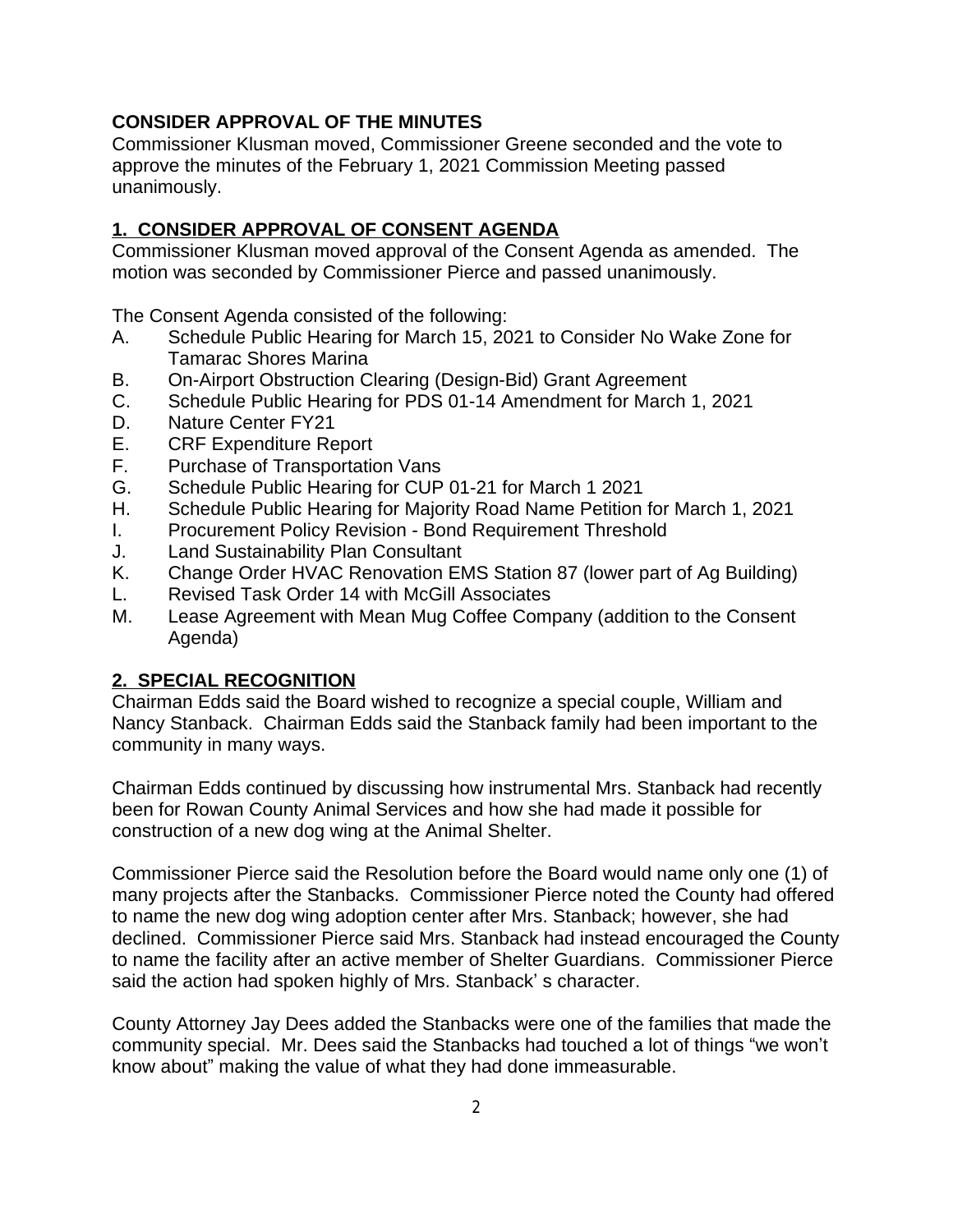**CONSIDER APPROVAL OF THE MINUTES**

Commissioner Klusman moved, Commissioner Greene seconded and the vote to approve the minutes of the February 1, 2021 Commission Meeting passed unanimously.

## 1. CONSIDER APPROVAL OF CONSENT AGENDA

Commissioner Klusman moved approval of the Consent Agenda as amended. The motion was seconded by Commissioner Pierce and passed unanimously.

The Consent Agenda consisted of the following:

A. Schedule Public Hearing for March 15, 2021 to Consider No Wake Zone for Tamarac Shores Marina
B. On-Airport Obstruction Clearing (Design-Bid) Grant Agreement
C. Schedule Public Hearing for PDS 01-14 Amendment for March 1, 2021
D. Nature Center FY21
E. CRF Expenditure Report
F. Purchase of Transportation Vans
G. Schedule Public Hearing for CUP 01-21 for March 1 2021
H. Schedule Public Hearing for Majority Road Name Petition for March 1, 2021
I. Procurement Policy Revision - Bond Requirement Threshold
J. Land Sustainability Plan Consultant
K. Change Order HVAC Renovation EMS Station 87 (lower part of Ag Building)
L. Revised Task Order 14 with McGill Associates
M. Lease Agreement with Mean Mug Coffee Company (addition to the Consent Agenda)

## 2. SPECIAL RECOGNITION

Chairman Edds said the Board wished to recognize a special couple, William and Nancy Stanback. Chairman Edds said the Stanback family had been important to the community in many ways.

Chairman Edds continued by discussing how instrumental Mrs. Stanback had recently been for Rowan County Animal Services and how she had made it possible for construction of a new dog wing at the Animal Shelter.

Commissioner Pierce said the Resolution before the Board would name only one (1) of many projects after the Stanbacks. Commissioner Pierce noted the County had offered to name the new dog wing adoption center after Mrs. Stanback; however, she had declined. Commissioner Pierce said Mrs. Stanback had instead encouraged the County to name the facility after an active member of Shelter Guardians. Commissioner Pierce said the action had spoken highly of Mrs. Stanback' s character.

County Attorney Jay Dees added the Stanbacks were one of the families that made the community special. Mr. Dees said the Stanbacks had touched a lot of things "we won't know about" making the value of what they had done immeasurable.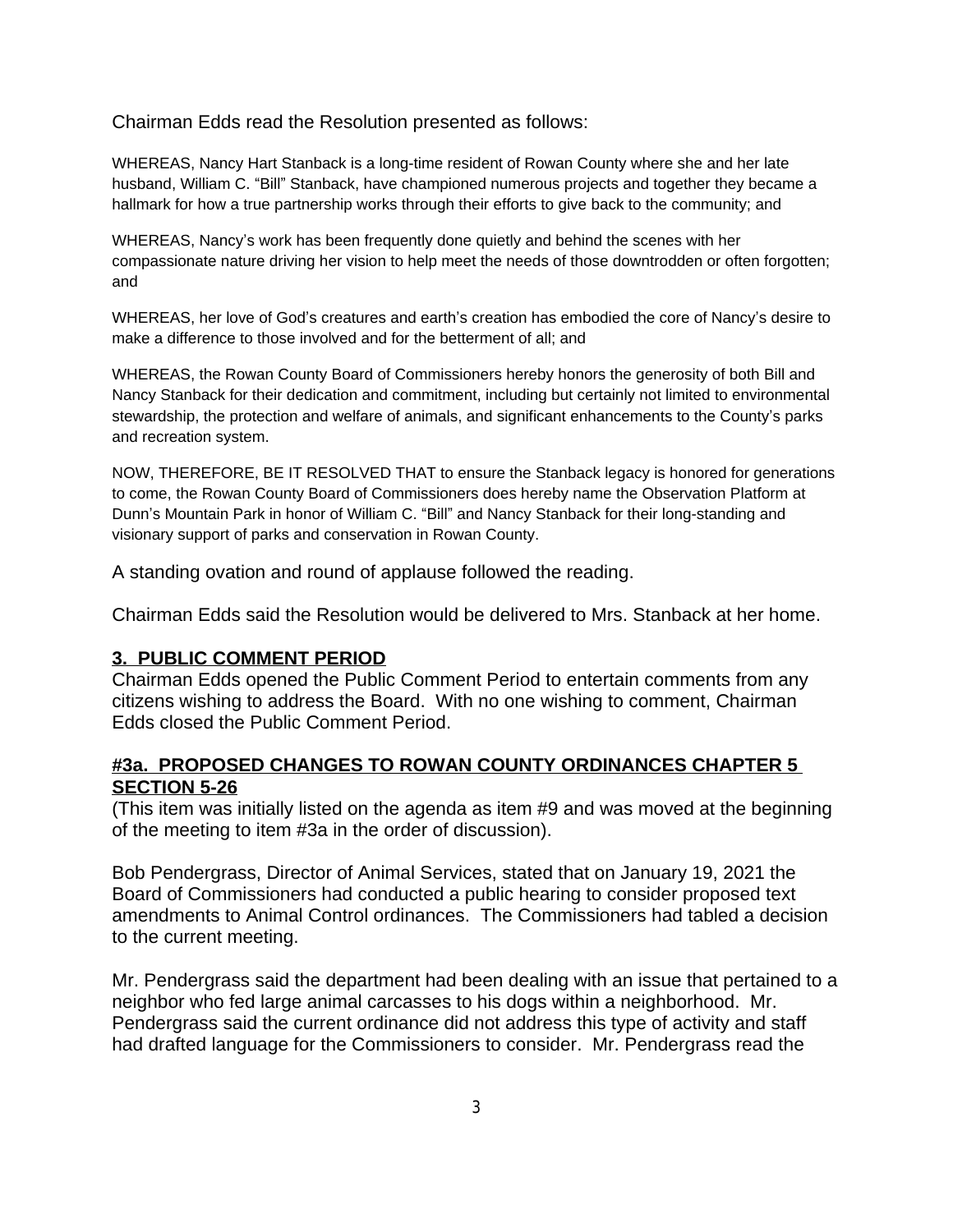Chairman Edds read the Resolution presented as follows:

WHEREAS, Nancy Hart Stanback is a long-time resident of Rowan County where she and her late husband, William C. "Bill" Stanback, have championed numerous projects and together they became a hallmark for how a true partnership works through their efforts to give back to the community; and

WHEREAS, Nancy's work has been frequently done quietly and behind the scenes with her compassionate nature driving her vision to help meet the needs of those downtrodden or often forgotten; and

WHEREAS, her love of God's creatures and earth's creation has embodied the core of Nancy's desire to make a difference to those involved and for the betterment of all; and

WHEREAS, the Rowan County Board of Commissioners hereby honors the generosity of both Bill and Nancy Stanback for their dedication and commitment, including but certainly not limited to environmental stewardship, the protection and welfare of animals, and significant enhancements to the County's parks and recreation system.

NOW, THEREFORE, BE IT RESOLVED THAT to ensure the Stanback legacy is honored for generations to come, the Rowan County Board of Commissioners does hereby name the Observation Platform at Dunn's Mountain Park in honor of William C. "Bill" and Nancy Stanback for their long-standing and visionary support of parks and conservation in Rowan County.

A standing ovation and round of applause followed the reading.

Chairman Edds said the Resolution would be delivered to Mrs. Stanback at her home.

## **3. PUBLIC COMMENT PERIOD**

Chairman Edds opened the Public Comment Period to entertain comments from any citizens wishing to address the Board. With no one wishing to comment, Chairman Edds closed the Public Comment Period.

## **#3a. PROPOSED CHANGES TO ROWAN COUNTY ORDINANCES CHAPTER 5 SECTION 5-26**

(This item was initially listed on the agenda as item #9 and was moved at the beginning of the meeting to item #3a in the order of discussion).

Bob Pendergrass, Director of Animal Services, stated that on January 19, 2021 the Board of Commissioners had conducted a public hearing to consider proposed text amendments to Animal Control ordinances. The Commissioners had tabled a decision to the current meeting.

Mr. Pendergrass said the department had been dealing with an issue that pertained to a neighbor who fed large animal carcasses to his dogs within a neighborhood. Mr. Pendergrass said the current ordinance did not address this type of activity and staff had drafted language for the Commissioners to consider. Mr. Pendergrass read the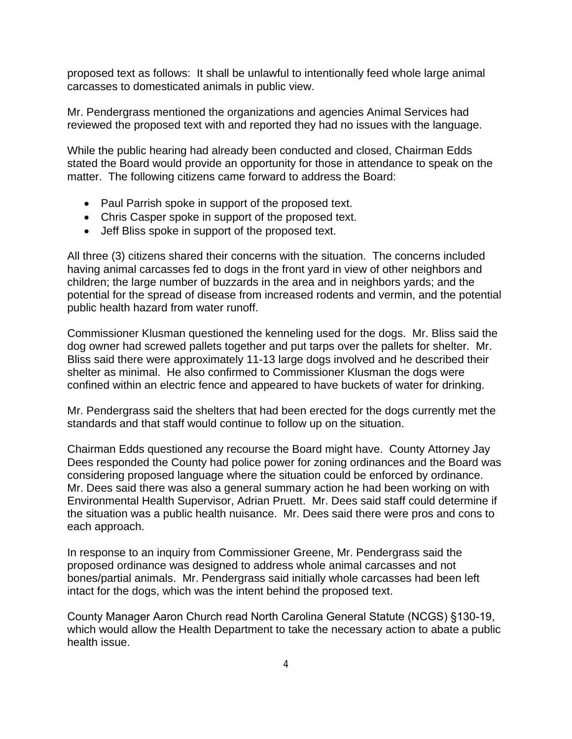proposed text as follows: It shall be unlawful to intentionally feed whole large animal carcasses to domesticated animals in public view.

Mr. Pendergrass mentioned the organizations and agencies Animal Services had reviewed the proposed text with and reported they had no issues with the language.

While the public hearing had already been conducted and closed, Chairman Edds stated the Board would provide an opportunity for those in attendance to speak on the matter. The following citizens came forward to address the Board:

- Paul Parrish spoke in support of the proposed text.
- Chris Casper spoke in support of the proposed text.
- Jeff Bliss spoke in support of the proposed text.

All three (3) citizens shared their concerns with the situation. The concerns included having animal carcasses fed to dogs in the front yard in view of other neighbors and children; the large number of buzzards in the area and in neighbors yards; and the potential for the spread of disease from increased rodents and vermin, and the potential public health hazard from water runoff.

Commissioner Klusman questioned the kenneling used for the dogs. Mr. Bliss said the dog owner had screwed pallets together and put tarps over the pallets for shelter. Mr. Bliss said there were approximately 11-13 large dogs involved and he described their shelter as minimal. He also confirmed to Commissioner Klusman the dogs were confined within an electric fence and appeared to have buckets of water for drinking.

Mr. Pendergrass said the shelters that had been erected for the dogs currently met the standards and that staff would continue to follow up on the situation.

Chairman Edds questioned any recourse the Board might have. County Attorney Jay Dees responded the County had police power for zoning ordinances and the Board was considering proposed language where the situation could be enforced by ordinance. Mr. Dees said there was also a general summary action he had been working on with Environmental Health Supervisor, Adrian Pruett. Mr. Dees said staff could determine if the situation was a public health nuisance. Mr. Dees said there were pros and cons to each approach.

In response to an inquiry from Commissioner Greene, Mr. Pendergrass said the proposed ordinance was designed to address whole animal carcasses and not bones/partial animals. Mr. Pendergrass said initially whole carcasses had been left intact for the dogs, which was the intent behind the proposed text.

County Manager Aaron Church read North Carolina General Statute (NCGS) §130-19, which would allow the Health Department to take the necessary action to abate a public health issue.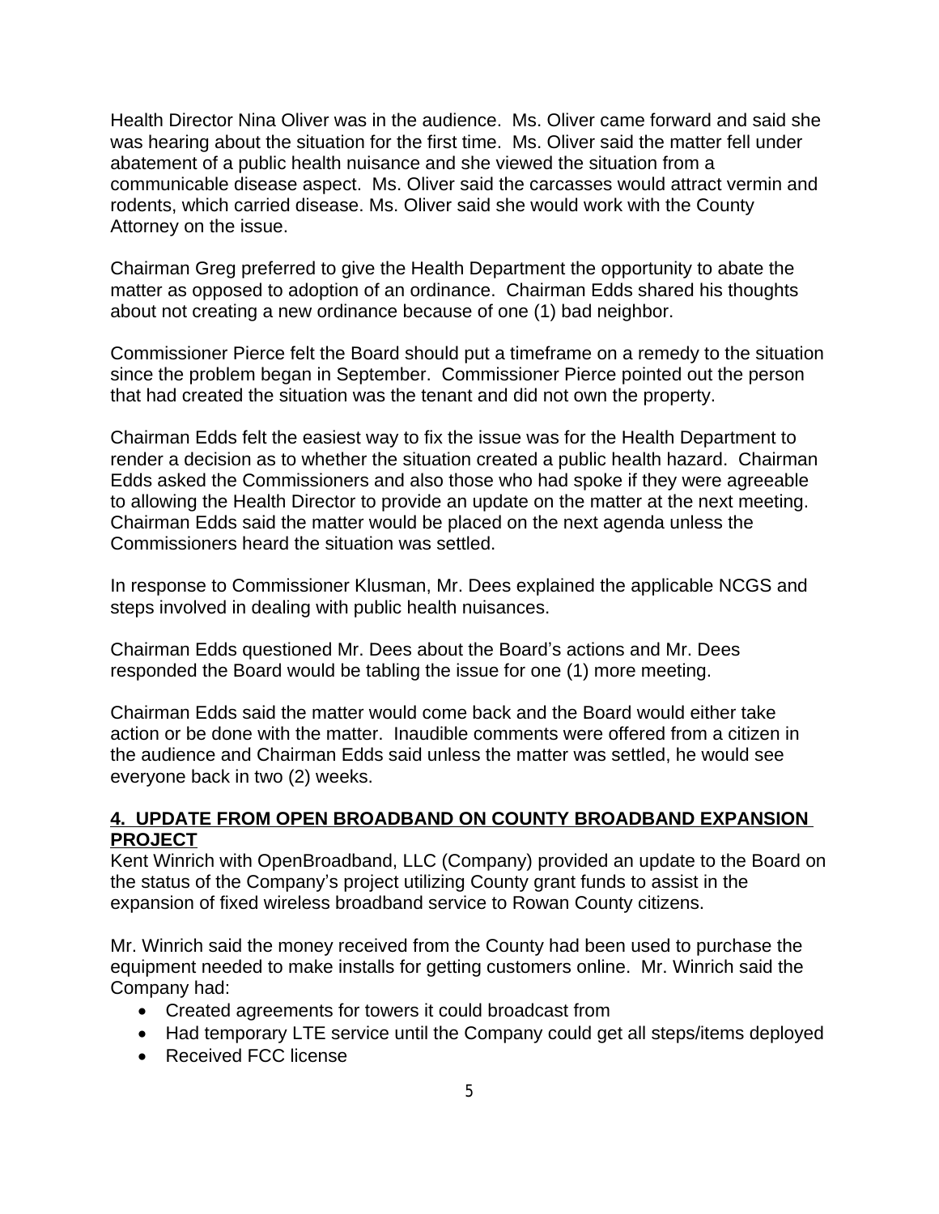Health Director Nina Oliver was in the audience. Ms. Oliver came forward and said she was hearing about the situation for the first time. Ms. Oliver said the matter fell under abatement of a public health nuisance and she viewed the situation from a communicable disease aspect. Ms. Oliver said the carcasses would attract vermin and rodents, which carried disease. Ms. Oliver said she would work with the County Attorney on the issue.

Chairman Greg preferred to give the Health Department the opportunity to abate the matter as opposed to adoption of an ordinance. Chairman Edds shared his thoughts about not creating a new ordinance because of one (1) bad neighbor.

Commissioner Pierce felt the Board should put a timeframe on a remedy to the situation since the problem began in September. Commissioner Pierce pointed out the person that had created the situation was the tenant and did not own the property.

Chairman Edds felt the easiest way to fix the issue was for the Health Department to render a decision as to whether the situation created a public health hazard. Chairman Edds asked the Commissioners and also those who had spoke if they were agreeable to allowing the Health Director to provide an update on the matter at the next meeting. Chairman Edds said the matter would be placed on the next agenda unless the Commissioners heard the situation was settled.

In response to Commissioner Klusman, Mr. Dees explained the applicable NCGS and steps involved in dealing with public health nuisances.

Chairman Edds questioned Mr. Dees about the Board's actions and Mr. Dees responded the Board would be tabling the issue for one (1) more meeting.

Chairman Edds said the matter would come back and the Board would either take action or be done with the matter. Inaudible comments were offered from a citizen in the audience and Chairman Edds said unless the matter was settled, he would see everyone back in two (2) weeks.

**4. UPDATE FROM OPEN BROADBAND ON COUNTY BROADBAND EXPANSION PROJECT**

Kent Winrich with OpenBroadband, LLC (Company) provided an update to the Board on the status of the Company's project utilizing County grant funds to assist in the expansion of fixed wireless broadband service to Rowan County citizens.

Mr. Winrich said the money received from the County had been used to purchase the equipment needed to make installs for getting customers online. Mr. Winrich said the Company had:

- Created agreements for towers it could broadcast from
- Had temporary LTE service until the Company could get all steps/items deployed
- Received FCC license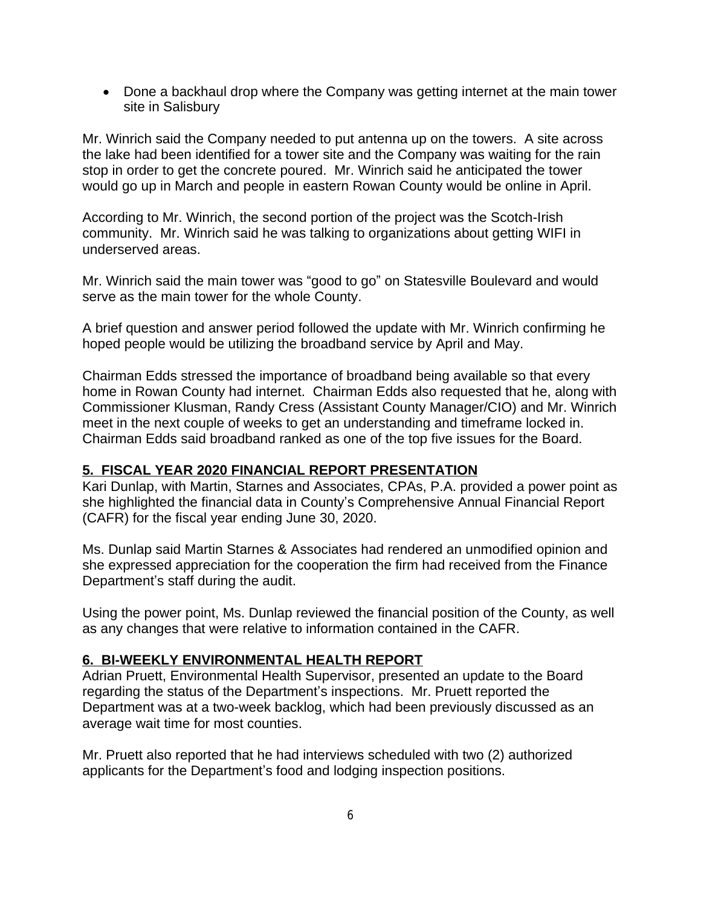- Done a backhaul drop where the Company was getting internet at the main tower site in Salisbury

Mr. Winrich said the Company needed to put antenna up on the towers. A site across the lake had been identified for a tower site and the Company was waiting for the rain stop in order to get the concrete poured. Mr. Winrich said he anticipated the tower would go up in March and people in eastern Rowan County would be online in April.

According to Mr. Winrich, the second portion of the project was the Scotch-Irish community. Mr. Winrich said he was talking to organizations about getting WIFI in underserved areas.

Mr. Winrich said the main tower was "good to go" on Statesville Boulevard and would serve as the main tower for the whole County.

A brief question and answer period followed the update with Mr. Winrich confirming he hoped people would be utilizing the broadband service by April and May.

Chairman Edds stressed the importance of broadband being available so that every home in Rowan County had internet. Chairman Edds also requested that he, along with Commissioner Klusman, Randy Cress (Assistant County Manager/CIO) and Mr. Winrich meet in the next couple of weeks to get an understanding and timeframe locked in. Chairman Edds said broadband ranked as one of the top five issues for the Board.

**5. FISCAL YEAR 2020 FINANCIAL REPORT PRESENTATION**

Kari Dunlap, with Martin, Starnes and Associates, CPAs, P.A. provided a power point as she highlighted the financial data in County's Comprehensive Annual Financial Report (CAFR) for the fiscal year ending June 30, 2020.

Ms. Dunlap said Martin Starnes & Associates had rendered an unmodified opinion and she expressed appreciation for the cooperation the firm had received from the Finance Department's staff during the audit.

Using the power point, Ms. Dunlap reviewed the financial position of the County, as well as any changes that were relative to information contained in the CAFR.

**6. BI-WEEKLY ENVIRONMENTAL HEALTH REPORT**

Adrian Pruett, Environmental Health Supervisor, presented an update to the Board regarding the status of the Department's inspections. Mr. Pruett reported the Department was at a two-week backlog, which had been previously discussed as an average wait time for most counties.

Mr. Pruett also reported that he had interviews scheduled with two (2) authorized applicants for the Department's food and lodging inspection positions.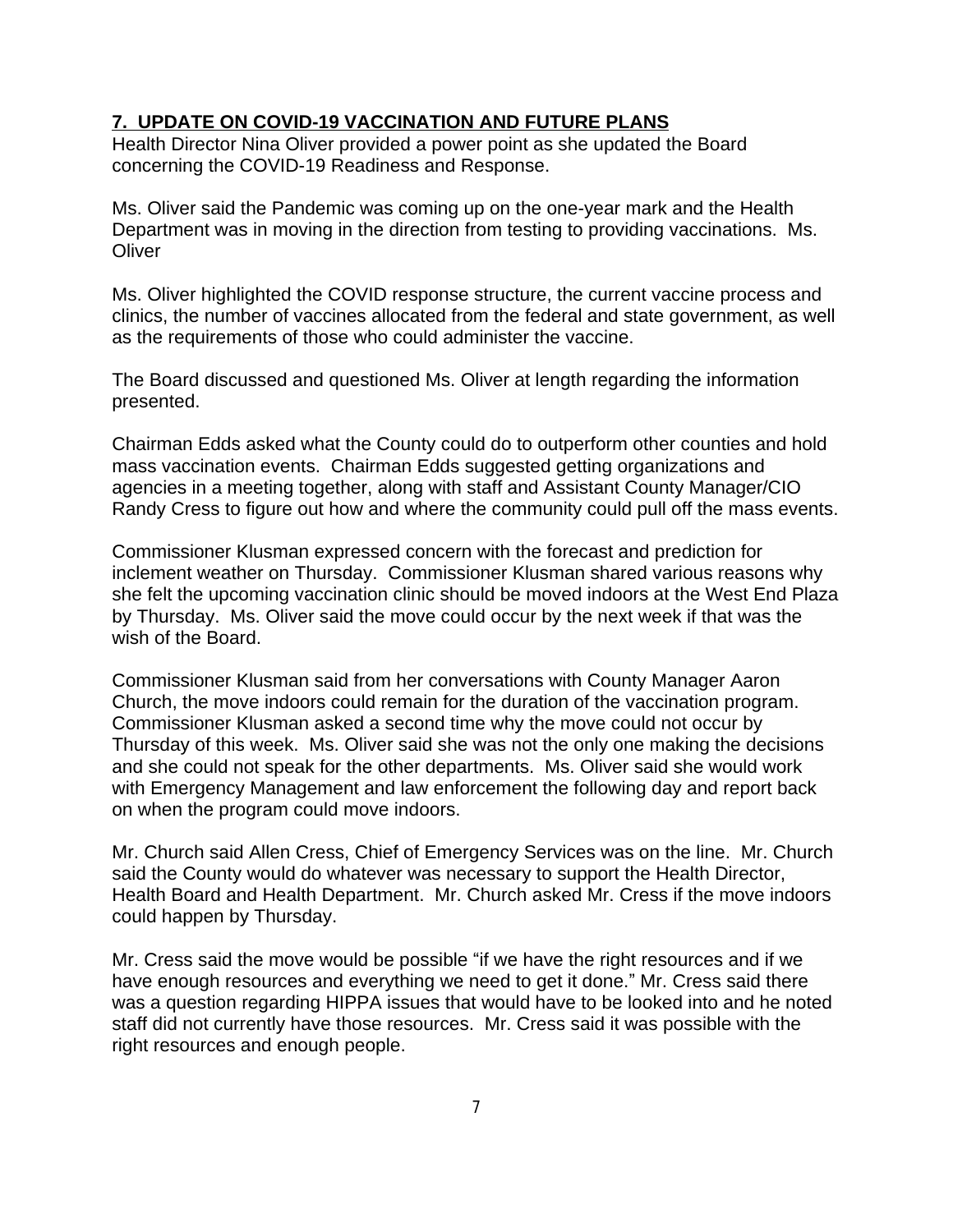## **7. UPDATE ON COVID-19 VACCINATION AND FUTURE PLANS**

Health Director Nina Oliver provided a power point as she updated the Board concerning the COVID-19 Readiness and Response.

Ms. Oliver said the Pandemic was coming up on the one-year mark and the Health Department was in moving in the direction from testing to providing vaccinations. Ms. Oliver

Ms. Oliver highlighted the COVID response structure, the current vaccine process and clinics, the number of vaccines allocated from the federal and state government, as well as the requirements of those who could administer the vaccine.

The Board discussed and questioned Ms. Oliver at length regarding the information presented.

Chairman Edds asked what the County could do to outperform other counties and hold mass vaccination events. Chairman Edds suggested getting organizations and agencies in a meeting together, along with staff and Assistant County Manager/CIO Randy Cress to figure out how and where the community could pull off the mass events.

Commissioner Klusman expressed concern with the forecast and prediction for inclement weather on Thursday. Commissioner Klusman shared various reasons why she felt the upcoming vaccination clinic should be moved indoors at the West End Plaza by Thursday. Ms. Oliver said the move could occur by the next week if that was the wish of the Board.

Commissioner Klusman said from her conversations with County Manager Aaron Church, the move indoors could remain for the duration of the vaccination program. Commissioner Klusman asked a second time why the move could not occur by Thursday of this week. Ms. Oliver said she was not the only one making the decisions and she could not speak for the other departments. Ms. Oliver said she would work with Emergency Management and law enforcement the following day and report back on when the program could move indoors.

Mr. Church said Allen Cress, Chief of Emergency Services was on the line. Mr. Church said the County would do whatever was necessary to support the Health Director, Health Board and Health Department. Mr. Church asked Mr. Cress if the move indoors could happen by Thursday.

Mr. Cress said the move would be possible "if we have the right resources and if we have enough resources and everything we need to get it done." Mr. Cress said there was a question regarding HIPPA issues that would have to be looked into and he noted staff did not currently have those resources. Mr. Cress said it was possible with the right resources and enough people.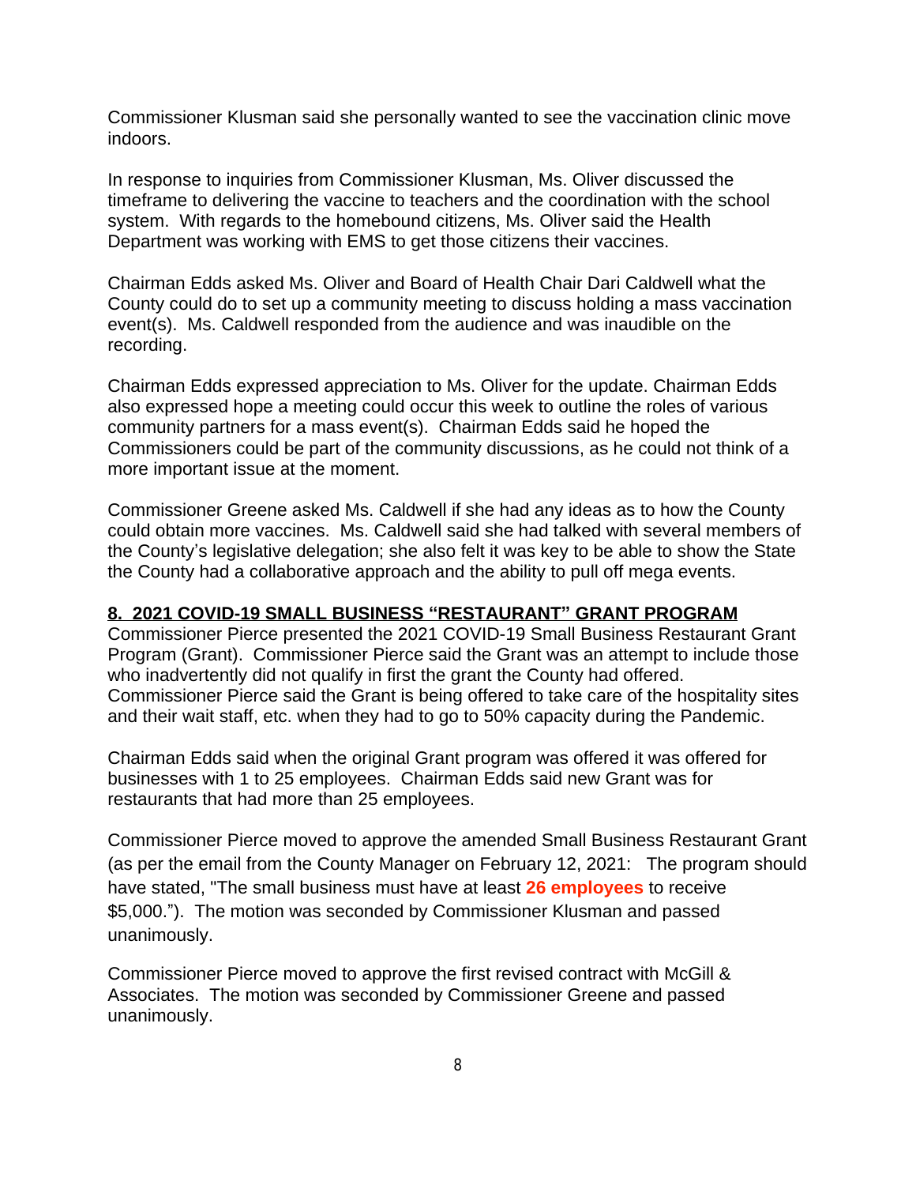Commissioner Klusman said she personally wanted to see the vaccination clinic move indoors.

In response to inquiries from Commissioner Klusman, Ms. Oliver discussed the timeframe to delivering the vaccine to teachers and the coordination with the school system. With regards to the homebound citizens, Ms. Oliver said the Health Department was working with EMS to get those citizens their vaccines.

Chairman Edds asked Ms. Oliver and Board of Health Chair Dari Caldwell what the County could do to set up a community meeting to discuss holding a mass vaccination event(s). Ms. Caldwell responded from the audience and was inaudible on the recording.

Chairman Edds expressed appreciation to Ms. Oliver for the update. Chairman Edds also expressed hope a meeting could occur this week to outline the roles of various community partners for a mass event(s). Chairman Edds said he hoped the Commissioners could be part of the community discussions, as he could not think of a more important issue at the moment.

Commissioner Greene asked Ms. Caldwell if she had any ideas as to how the County could obtain more vaccines. Ms. Caldwell said she had talked with several members of the County's legislative delegation; she also felt it was key to be able to show the State the County had a collaborative approach and the ability to pull off mega events.

## 8. 2021 COVID-19 SMALL BUSINESS "RESTAURANT" GRANT PROGRAM

Commissioner Pierce presented the 2021 COVID-19 Small Business Restaurant Grant Program (Grant). Commissioner Pierce said the Grant was an attempt to include those who inadvertently did not qualify in first the grant the County had offered. Commissioner Pierce said the Grant is being offered to take care of the hospitality sites and their wait staff, etc. when they had to go to 50% capacity during the Pandemic.

Chairman Edds said when the original Grant program was offered it was offered for businesses with 1 to 25 employees. Chairman Edds said new Grant was for restaurants that had more than 25 employees.

Commissioner Pierce moved to approve the amended Small Business Restaurant Grant (as per the email from the County Manager on February 12, 2021: The program should have stated, "The small business must have at least **26 employees** to receive $5,000."). The motion was seconded by Commissioner Klusman and passed unanimously.

Commissioner Pierce moved to approve the first revised contract with McGill & Associates. The motion was seconded by Commissioner Greene and passed unanimously.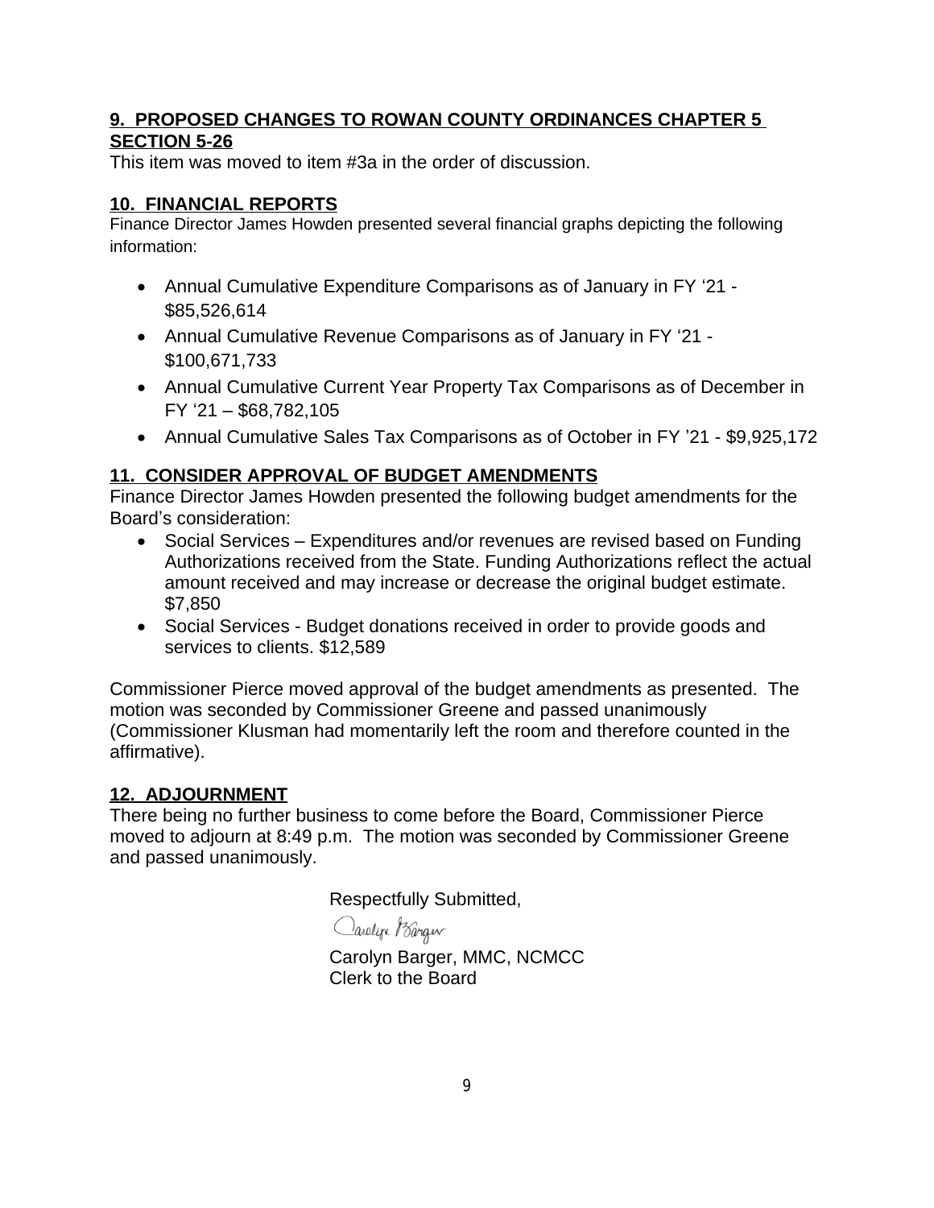## 9. PROPOSED CHANGES TO ROWAN COUNTY ORDINANCES CHAPTER 5 SECTION 5-26

This item was moved to item #3a in the order of discussion.

## 10. FINANCIAL REPORTS

Finance Director James Howden presented several financial graphs depicting the following information:

- Annual Cumulative Expenditure Comparisons as of January in FY '21 - $85,526,614
- Annual Cumulative Revenue Comparisons as of January in FY '21 - $100,671,733
- Annual Cumulative Current Year Property Tax Comparisons as of December in FY '21 – $68,782,105
- Annual Cumulative Sales Tax Comparisons as of October in FY '21 - $9,925,172

## 11. CONSIDER APPROVAL OF BUDGET AMENDMENTS

Finance Director James Howden presented the following budget amendments for the Board's consideration:

- Social Services – Expenditures and/or revenues are revised based on Funding Authorizations received from the State. Funding Authorizations reflect the actual amount received and may increase or decrease the original budget estimate. $7,850
- Social Services - Budget donations received in order to provide goods and services to clients. $12,589

Commissioner Pierce moved approval of the budget amendments as presented. The motion was seconded by Commissioner Greene and passed unanimously (Commissioner Klusman had momentarily left the room and therefore counted in the affirmative).

## 12. ADJOURNMENT

There being no further business to come before the Board, Commissioner Pierce moved to adjourn at 8:49 p.m. The motion was seconded by Commissioner Greene and passed unanimously.

Respectfully Submitted,

Carolyn Barger

Carolyn Barger, MMC, NCMCC
Clerk to the Board